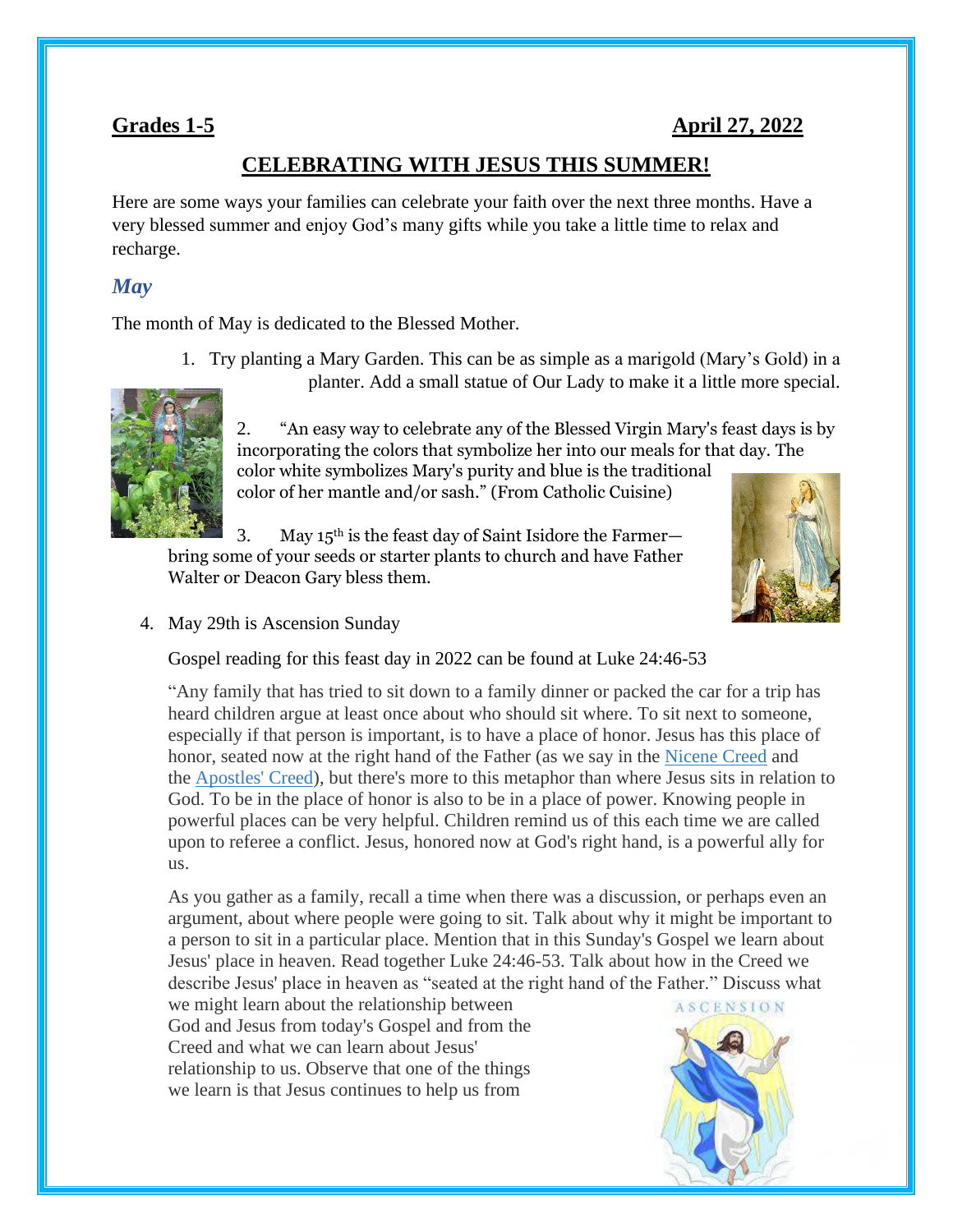**Grades 1-5** **April 27, 2022**

## CELEBRATING WITH JESUS THIS SUMMER!

Here are some ways your families can celebrate your faith over the next three months. Have a very blessed summer and enjoy God's many gifts while you take a little time to relax and recharge.

### *May*

The month of May is dedicated to the Blessed Mother.

1. Try planting a Mary Garden. This can be as simple as a marigold (Mary's Gold) in a planter. Add a small statue of Our Lady to make it a little more special.
2. "An easy way to celebrate any of the Blessed Virgin Mary's feast days is by incorporating the colors that symbolize her into our meals for that day. The color white symbolizes Mary's purity and blue is the traditional color of her mantle and/or sash." (From Catholic Cuisine)
3. May 15th is the feast day of Saint Isidore the Farmer—bring some of your seeds or starter plants to church and have Father Walter or Deacon Gary bless them.
4. May 29th is Ascension Sunday

   Gospel reading for this feast day in 2022 can be found at Luke 24:46-53

   "Any family that has tried to sit down to a family dinner or packed the car for a trip has heard children argue at least once about who should sit where. To sit next to someone, especially if that person is important, is to have a place of honor. Jesus has this place of honor, seated now at the right hand of the Father (as we say in the Nicene Creed and the Apostles' Creed), but there's more to this metaphor than where Jesus sits in relation to God. To be in the place of honor is also to be in a place of power. Knowing people in powerful places can be very helpful. Children remind us of this each time we are called upon to referee a conflict. Jesus, honored now at God's right hand, is a powerful ally for us.

   As you gather as a family, recall a time when there was a discussion, or perhaps even an argument, about where people were going to sit. Talk about why it might be important to a person to sit in a particular place. Mention that in this Sunday's Gospel we learn about Jesus' place in heaven. Read together Luke 24:46-53. Talk about how in the Creed we describe Jesus' place in heaven as "seated at the right hand of the Father." Discuss what we might learn about the relationship between God and Jesus from today's Gospel and from the Creed and what we can learn about Jesus' relationship to us. Observe that one of the things we learn is that Jesus continues to help us from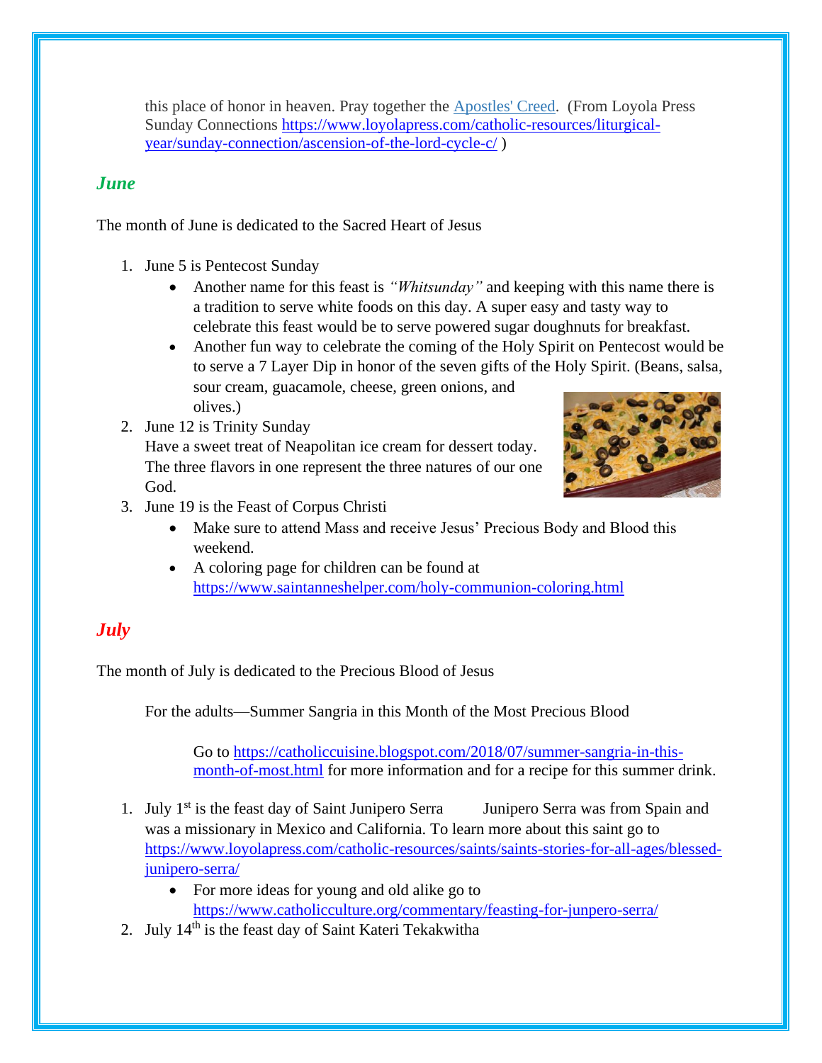this place of honor in heaven. Pray together the [Apostles' Creed](). (From Loyola Press Sunday Connections https://www.loyolapress.com/catholic-resources/liturgical-year/sunday-connection/ascension-of-the-lord-cycle-c/ )

## *June*

The month of June is dedicated to the Sacred Heart of Jesus

1. June 5 is Pentecost Sunday
   - Another name for this feast is *"Whitsunday"* and keeping with this name there is a tradition to serve white foods on this day. A super easy and tasty way to celebrate this feast would be to serve powered sugar doughnuts for breakfast.
   - Another fun way to celebrate the coming of the Holy Spirit on Pentecost would be to serve a 7 Layer Dip in honor of the seven gifts of the Holy Spirit. (Beans, salsa, sour cream, guacamole, cheese, green onions, and olives.)
2. June 12 is Trinity Sunday
   Have a sweet treat of Neapolitan ice cream for dessert today. The three flavors in one represent the three natures of our one God.
3. June 19 is the Feast of Corpus Christi
   - Make sure to attend Mass and receive Jesus' Precious Body and Blood this weekend.
   - A coloring page for children can be found at https://www.saintanneshelper.com/holy-communion-coloring.html

## *July*

The month of July is dedicated to the Precious Blood of Jesus

For the adults—Summer Sangria in this Month of the Most Precious Blood

Go to https://catholiccuisine.blogspot.com/2018/07/summer-sangria-in-this-month-of-most.html for more information and for a recipe for this summer drink.

1. July 1st is the feast day of Saint Junipero Serra Junipero Serra was from Spain and was a missionary in Mexico and California. To learn more about this saint go to https://www.loyolapress.com/catholic-resources/saints/saints-stories-for-all-ages/blessed-junipero-serra/
   - For more ideas for young and old alike go to https://www.catholicculture.org/commentary/feasting-for-junpero-serra/
2. July 14th is the feast day of Saint Kateri Tekakwitha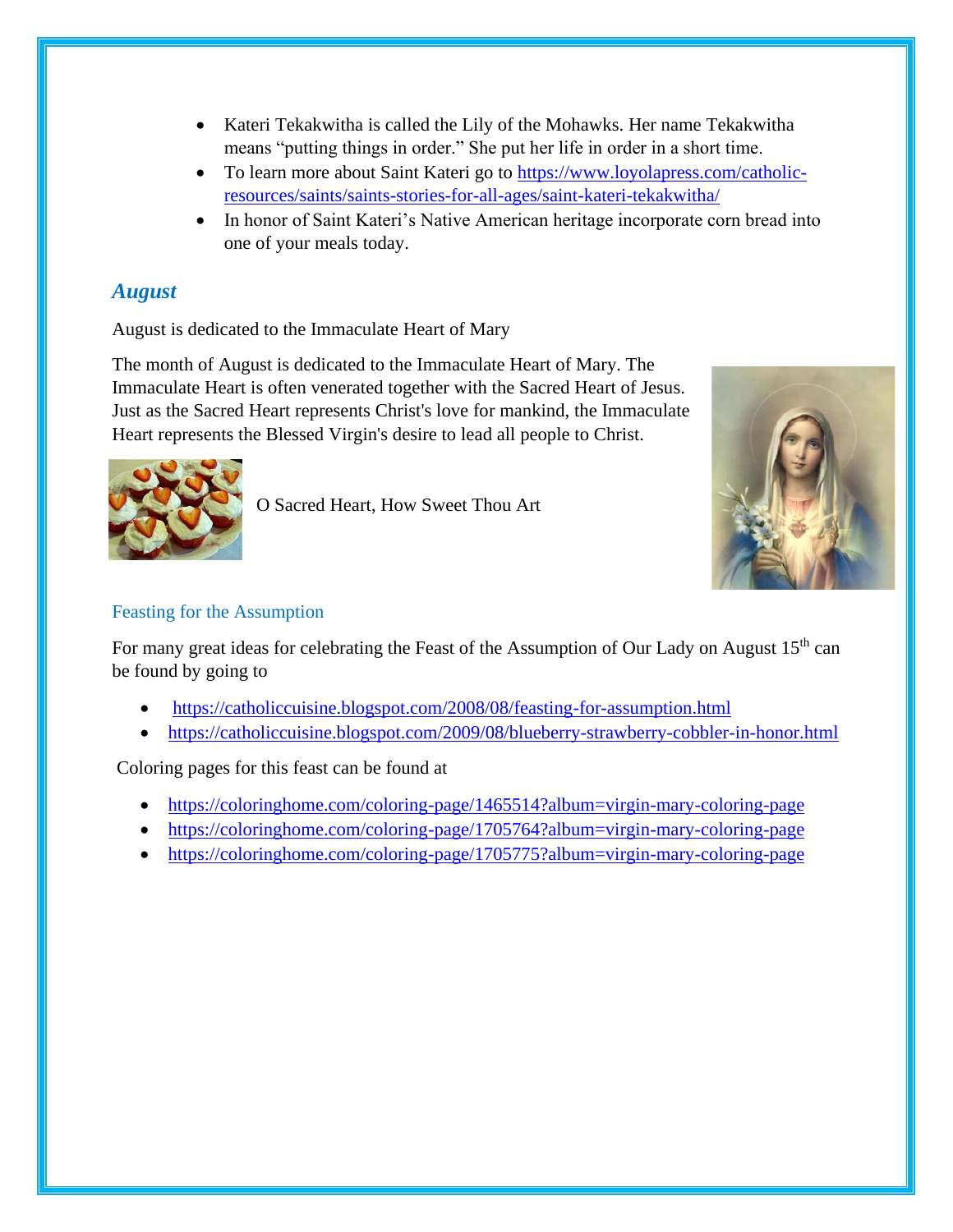- Kateri Tekakwitha is called the Lily of the Mohawks. Her name Tekakwitha means "putting things in order." She put her life in order in a short time.
- To learn more about Saint Kateri go to https://www.loyolapress.com/catholic-resources/saints/saints-stories-for-all-ages/saint-kateri-tekakwitha/
- In honor of Saint Kateri's Native American heritage incorporate corn bread into one of your meals today.

## *August*

August is dedicated to the Immaculate Heart of Mary

The month of August is dedicated to the Immaculate Heart of Mary. The Immaculate Heart is often venerated together with the Sacred Heart of Jesus. Just as the Sacred Heart represents Christ's love for mankind, the Immaculate Heart represents the Blessed Virgin's desire to lead all people to Christ.

O Sacred Heart, How Sweet Thou Art

### Feasting for the Assumption

For many great ideas for celebrating the Feast of the Assumption of Our Lady on August 15th can be found by going to

- https://catholiccuisine.blogspot.com/2008/08/feasting-for-assumption.html
- https://catholiccuisine.blogspot.com/2009/08/blueberry-strawberry-cobbler-in-honor.html

Coloring pages for this feast can be found at

- https://coloringhome.com/coloring-page/1465514?album=virgin-mary-coloring-page
- https://coloringhome.com/coloring-page/1705764?album=virgin-mary-coloring-page
- https://coloringhome.com/coloring-page/1705775?album=virgin-mary-coloring-page